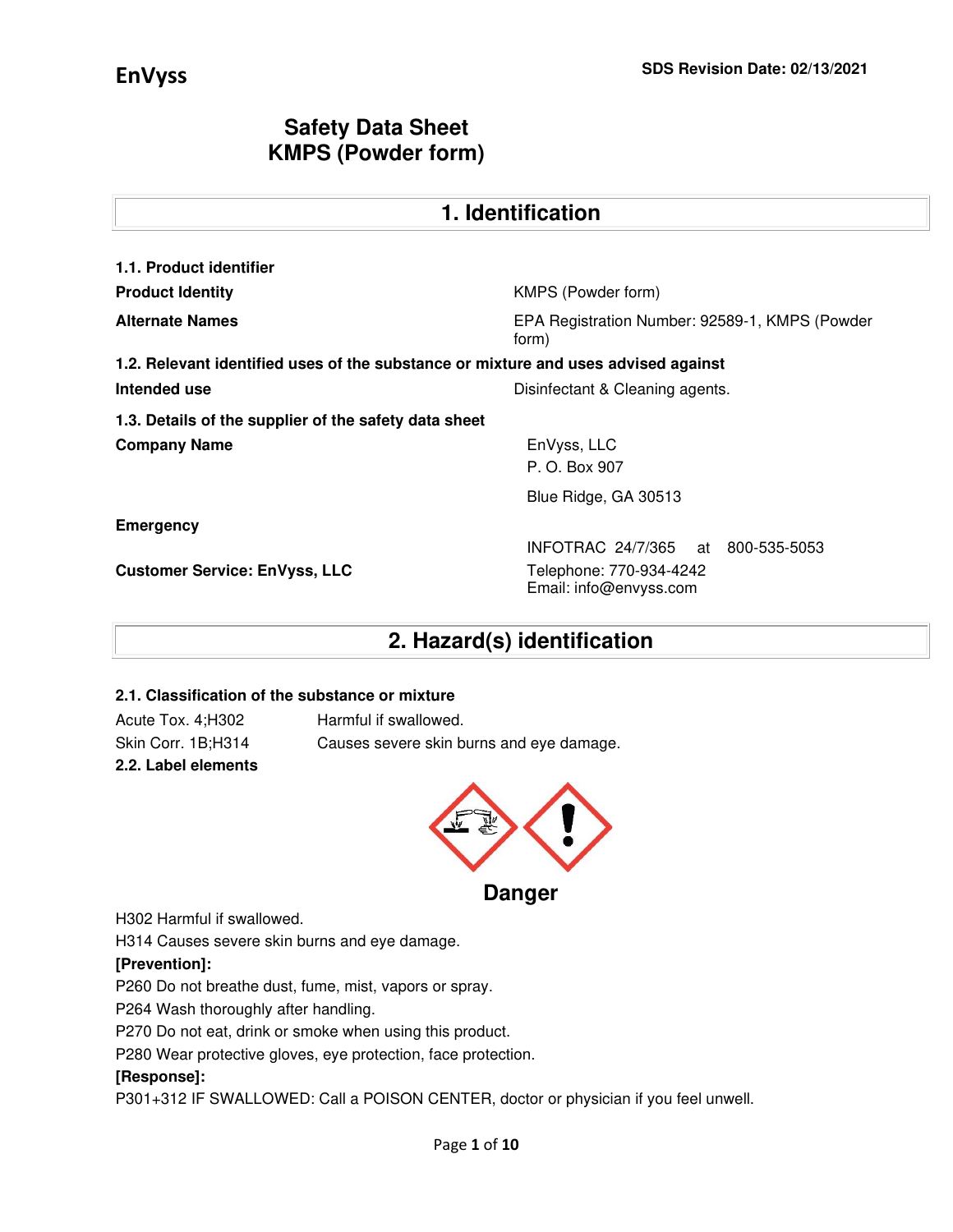EnVyss

**SDS Revision Date: 02/13/2021**

# Safety Data Sheet
# KMPS (Powder form)

## 1. Identification

### 1.1. Product identifier

| | |
|---|---|
| **Product Identity** | KMPS (Powder form) |
| **Alternate Names** | EPA Registration Number: 92589-1, KMPS (Powder form) |

### 1.2. Relevant identified uses of the substance or mixture and uses advised against

| | |
|---|---|
| **Intended use** | Disinfectant & Cleaning agents. |

### 1.3. Details of the supplier of the safety data sheet

| | |
|---|---|
| **Company Name** | EnVyss, LLC<br>P. O. Box 907<br>Blue Ridge, GA 30513 |
| **Emergency** | INFOTRAC 24/7/365 at 800-535-5053 |
| **Customer Service: EnVyss, LLC** | Telephone: 770-934-4242<br>Email: info@envyss.com |

## 2. Hazard(s) identification

### 2.1. Classification of the substance or mixture

| | |
|---|---|
| Acute Tox. 4;H302 | Harmful if swallowed. |
| Skin Corr. 1B;H314 | Causes severe skin burns and eye damage. |

### 2.2. Label elements

**Danger**

H302 Harmful if swallowed.

H314 Causes severe skin burns and eye damage.

**[Prevention]:**

P260 Do not breathe dust, fume, mist, vapors or spray.

P264 Wash thoroughly after handling.

P270 Do not eat, drink or smoke when using this product.

P280 Wear protective gloves, eye protection, face protection.

**[Response]:**

P301+312 IF SWALLOWED: Call a POISON CENTER, doctor or physician if you feel unwell.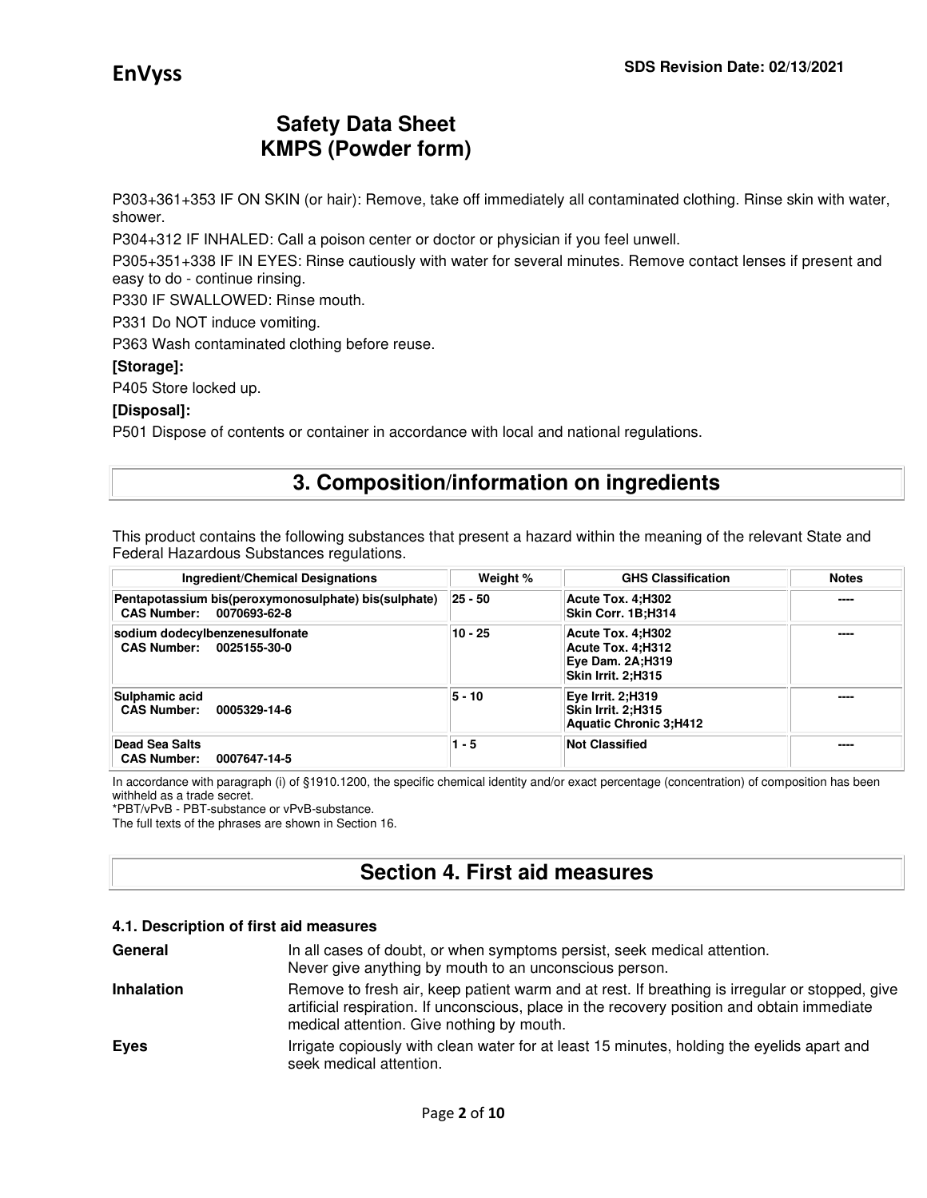P303+361+353 IF ON SKIN (or hair): Remove, take off immediately all contaminated clothing. Rinse skin with water, shower.

P304+312 IF INHALED: Call a poison center or doctor or physician if you feel unwell.

P305+351+338 IF IN EYES: Rinse cautiously with water for several minutes. Remove contact lenses if present and easy to do - continue rinsing.

P330 IF SWALLOWED: Rinse mouth.

P331 Do NOT induce vomiting.

P363 Wash contaminated clothing before reuse.

**[Storage]:**

P405 Store locked up.

**[Disposal]:**

P501 Dispose of contents or container in accordance with local and national regulations.

## 3. Composition/information on ingredients

This product contains the following substances that present a hazard within the meaning of the relevant State and Federal Hazardous Substances regulations.

| Ingredient/Chemical Designations | Weight % | GHS Classification | Notes |
|---|---|---|---|
| **Pentapotassium bis(peroxymonosulphate) bis(sulphate)** **CAS Number: 0070693-62-8** | 25 - 50 | **Acute Tox. 4;H302** **Skin Corr. 1B;H314** | ---- |
| **sodium dodecylbenzenesulfonate** **CAS Number: 0025155-30-0** | 10 - 25 | **Acute Tox. 4;H302** **Acute Tox. 4;H312** **Eye Dam. 2A;H319** **Skin Irrit. 2;H315** | ---- |
| **Sulphamic acid** **CAS Number: 0005329-14-6** | 5 - 10 | **Eye Irrit. 2;H319** **Skin Irrit. 2;H315** **Aquatic Chronic 3;H412** | ---- |
| **Dead Sea Salts** **CAS Number: 0007647-14-5** | 1 - 5 | **Not Classified** | ---- |

In accordance with paragraph (i) of §1910.1200, the specific chemical identity and/or exact percentage (concentration) of composition has been withheld as a trade secret.

*PBT/vPvB - PBT-substance or vPvB-substance.

The full texts of the phrases are shown in Section 16.

## Section 4. First aid measures

### 4.1. Description of first aid measures

**General** In all cases of doubt, or when symptoms persist, seek medical attention. Never give anything by mouth to an unconscious person.

**Inhalation** Remove to fresh air, keep patient warm and at rest. If breathing is irregular or stopped, give artificial respiration. If unconscious, place in the recovery position and obtain immediate medical attention. Give nothing by mouth.

**Eyes** Irrigate copiously with clean water for at least 15 minutes, holding the eyelids apart and seek medical attention.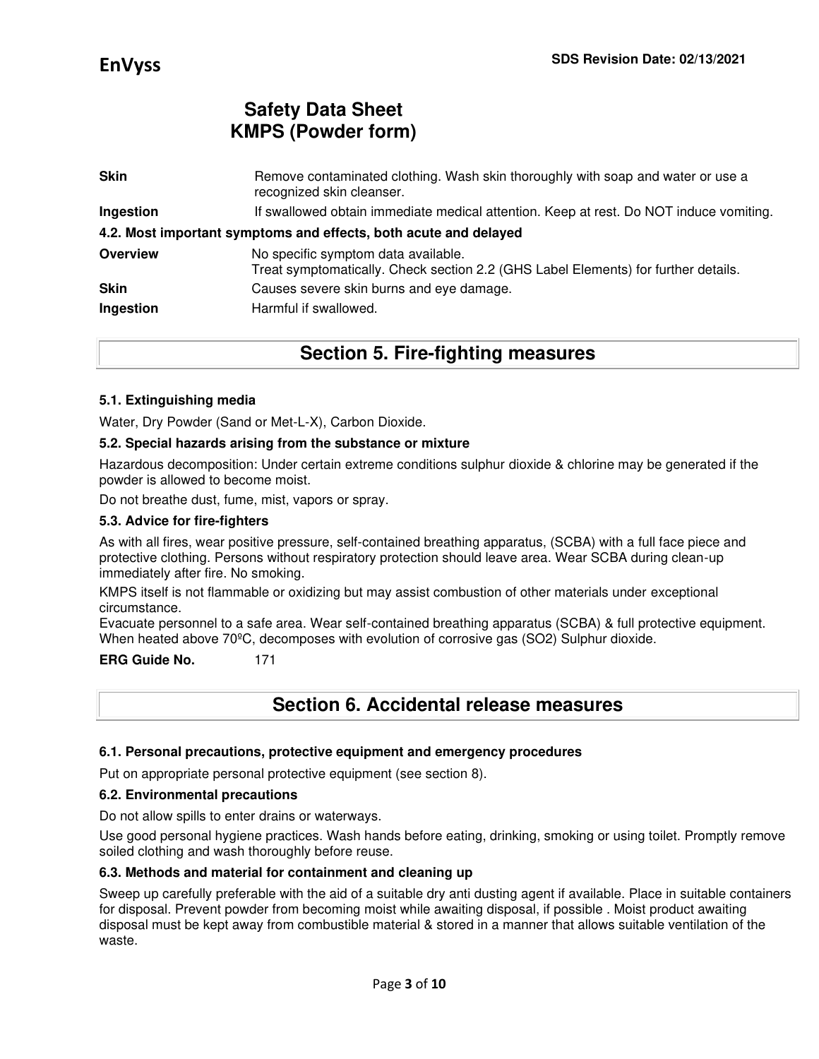| | |
|---|---|
| **Skin** | Remove contaminated clothing. Wash skin thoroughly with soap and water or use a recognized skin cleanser. |
| **Ingestion** | If swallowed obtain immediate medical attention. Keep at rest. Do NOT induce vomiting. |

**4.2. Most important symptoms and effects, both acute and delayed**

| | |
|---|---|
| **Overview** | No specific symptom data available. Treat symptomatically. Check section 2.2 (GHS Label Elements) for further details. |
| **Skin** | Causes severe skin burns and eye damage. |
| **Ingestion** | Harmful if swallowed. |

## Section 5. Fire-fighting measures

### 5.1. Extinguishing media

Water, Dry Powder (Sand or Met-L-X), Carbon Dioxide.

### 5.2. Special hazards arising from the substance or mixture

Hazardous decomposition: Under certain extreme conditions sulphur dioxide & chlorine may be generated if the powder is allowed to become moist.

Do not breathe dust, fume, mist, vapors or spray.

### 5.3. Advice for fire-fighters

As with all fires, wear positive pressure, self-contained breathing apparatus, (SCBA) with a full face piece and protective clothing. Persons without respiratory protection should leave area. Wear SCBA during clean-up immediately after fire. No smoking.

KMPS itself is not flammable or oxidizing but may assist combustion of other materials under exceptional circumstance.

Evacuate personnel to a safe area. Wear self-contained breathing apparatus (SCBA) & full protective equipment. When heated above 70ºC, decomposes with evolution of corrosive gas ($SO_2$) Sulphur dioxide.

**ERG Guide No.** 171

## Section 6. Accidental release measures

### 6.1. Personal precautions, protective equipment and emergency procedures

Put on appropriate personal protective equipment (see section 8).

### 6.2. Environmental precautions

Do not allow spills to enter drains or waterways.

Use good personal hygiene practices. Wash hands before eating, drinking, smoking or using toilet. Promptly remove soiled clothing and wash thoroughly before reuse.

### 6.3. Methods and material for containment and cleaning up

Sweep up carefully preferable with the aid of a suitable dry anti dusting agent if available. Place in suitable containers for disposal. Prevent powder from becoming moist while awaiting disposal, if possible . Moist product awaiting disposal must be kept away from combustible material & stored in a manner that allows suitable ventilation of the waste.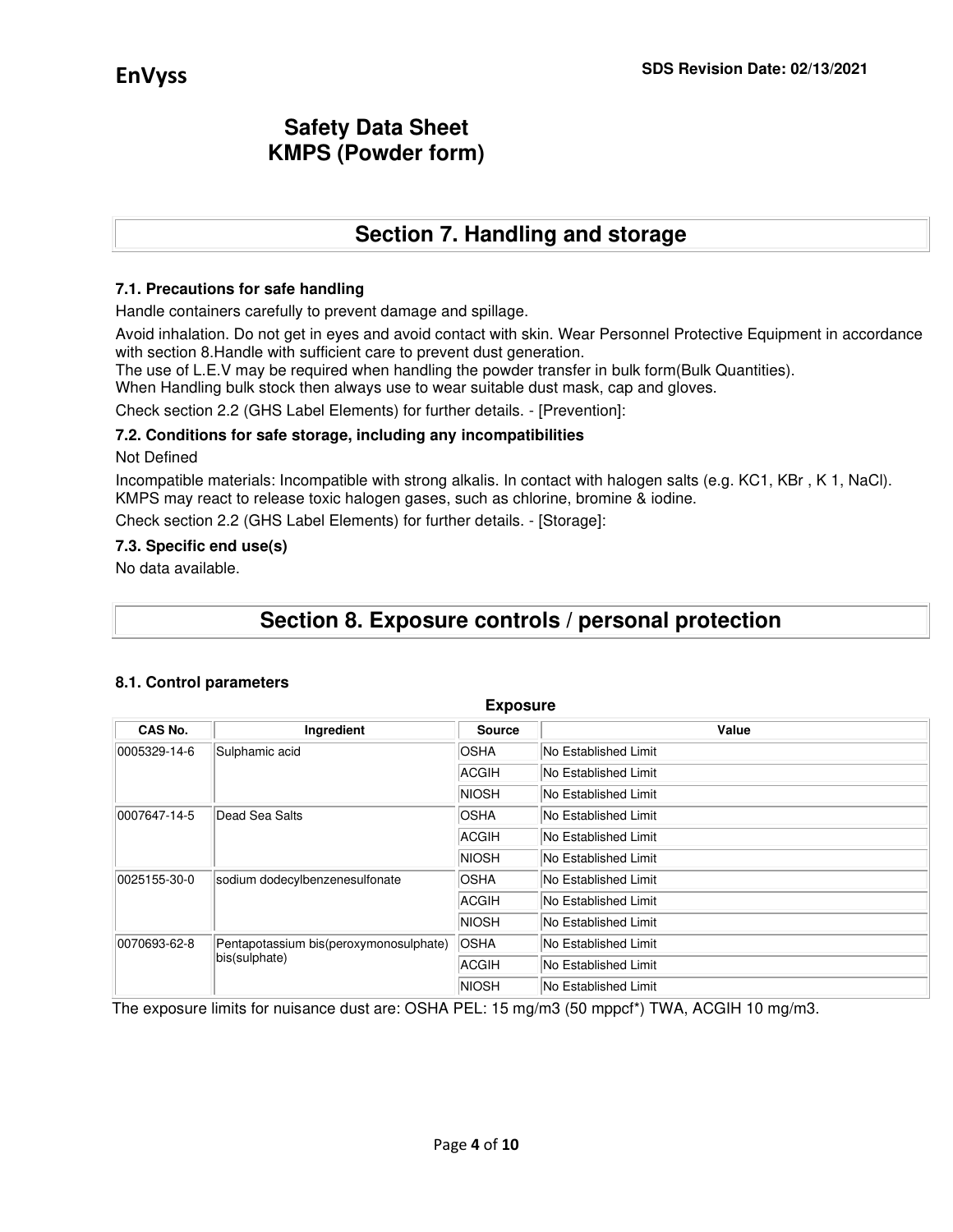# Safety Data Sheet
# KMPS (Powder form)

## Section 7. Handling and storage

### 7.1. Precautions for safe handling

Handle containers carefully to prevent damage and spillage.

Avoid inhalation. Do not get in eyes and avoid contact with skin. Wear Personnel Protective Equipment in accordance with section 8.Handle with sufficient care to prevent dust generation.
The use of L.E.V may be required when handling the powder transfer in bulk form(Bulk Quantities).
When Handling bulk stock then always use to wear suitable dust mask, cap and gloves.

Check section 2.2 (GHS Label Elements) for further details. - [Prevention]:

### 7.2. Conditions for safe storage, including any incompatibilities

Not Defined

Incompatible materials: Incompatible with strong alkalis. In contact with halogen salts (e.g. KC1, KBr , K 1, NaCl). KMPS may react to release toxic halogen gases, such as chlorine, bromine & iodine.

Check section 2.2 (GHS Label Elements) for further details. - [Storage]:

### 7.3. Specific end use(s)

No data available.

## Section 8. Exposure controls / personal protection

### 8.1. Control parameters

**Exposure**

| CAS No. | Ingredient | Source | Value |
|---|---|---|---|
| 0005329-14-6 | Sulphamic acid | OSHA | No Established Limit |
| | | ACGIH | No Established Limit |
| | | NIOSH | No Established Limit |
| 0007647-14-5 | Dead Sea Salts | OSHA | No Established Limit |
| | | ACGIH | No Established Limit |
| | | NIOSH | No Established Limit |
| 0025155-30-0 | sodium dodecylbenzenesulfonate | OSHA | No Established Limit |
| | | ACGIH | No Established Limit |
| | | NIOSH | No Established Limit |
| 0070693-62-8 | Pentapotassium bis(peroxymonosulphate) bis(sulphate) | OSHA | No Established Limit |
| | | ACGIH | No Established Limit |
| | | NIOSH | No Established Limit |

The exposure limits for nuisance dust are: OSHA PEL: 15 mg/m3 (50 mppcf*) TWA, ACGIH 10 mg/m3.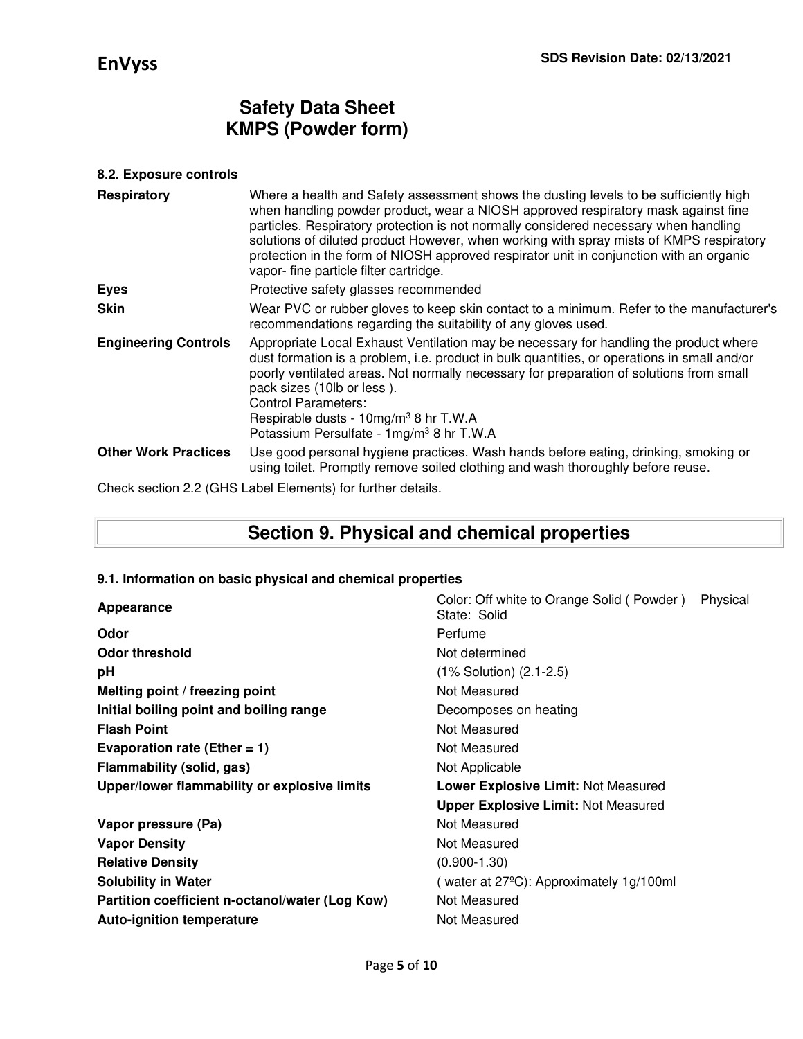# Safety Data Sheet
# KMPS (Powder form)

### 8.2. Exposure controls

| | |
|---|---|
| **Respiratory** | Where a health and Safety assessment shows the dusting levels to be sufficiently high when handling powder product, wear a NIOSH approved respiratory mask against fine particles. Respiratory protection is not normally considered necessary when handling solutions of diluted product However, when working with spray mists of KMPS respiratory protection in the form of NIOSH approved respirator unit in conjunction with an organic vapor- fine particle filter cartridge. |
| **Eyes** | Protective safety glasses recommended |
| **Skin** | Wear PVC or rubber gloves to keep skin contact to a minimum. Refer to the manufacturer's recommendations regarding the suitability of any gloves used. |
| **Engineering Controls** | Appropriate Local Exhaust Ventilation may be necessary for handling the product where dust formation is a problem, i.e. product in bulk quantities, or operations in small and/or poorly ventilated areas. Not normally necessary for preparation of solutions from small pack sizes (10lb or less ).<br>Control Parameters:<br>Respirable dusts - 10mg/m$^3$ 8 hr T.W.A<br>Potassium Persulfate - 1mg/m$^3$ 8 hr T.W.A |
| **Other Work Practices** | Use good personal hygiene practices. Wash hands before eating, drinking, smoking or using toilet. Promptly remove soiled clothing and wash thoroughly before reuse. |

Check section 2.2 (GHS Label Elements) for further details.

## Section 9. Physical and chemical properties

### 9.1. Information on basic physical and chemical properties

| | |
|---|---|
| **Appearance** | Color: Off white to Orange Solid ( Powder ) Physical State: Solid |
| **Odor** | Perfume |
| **Odor threshold** | Not determined |
| **pH** | (1% Solution) (2.1-2.5) |
| **Melting point / freezing point** | Not Measured |
| **Initial boiling point and boiling range** | Decomposes on heating |
| **Flash Point** | Not Measured |
| **Evaporation rate (Ether = 1)** | Not Measured |
| **Flammability (solid, gas)** | Not Applicable |
| **Upper/lower flammability or explosive limits** | **Lower Explosive Limit:** Not Measured<br>**Upper Explosive Limit:** Not Measured |
| **Vapor pressure (Pa)** | Not Measured |
| **Vapor Density** | Not Measured |
| **Relative Density** | (0.900-1.30) |
| **Solubility in Water** | ( water at 27ºC): Approximately 1g/100ml |
| **Partition coefficient n-octanol/water (Log Kow)** | Not Measured |
| **Auto-ignition temperature** | Not Measured |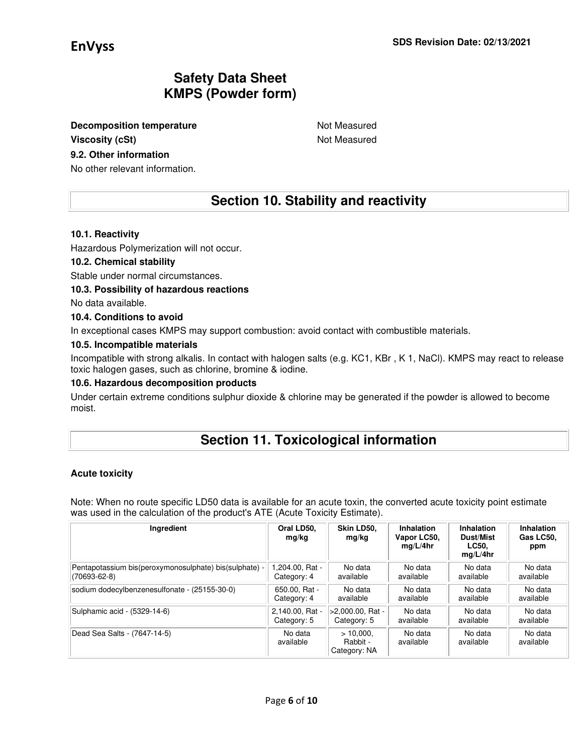**Decomposition temperature** Not Measured

**Viscosity (cSt)** Not Measured

**9.2. Other information**

No other relevant information.

## Section 10. Stability and reactivity

**10.1. Reactivity**

Hazardous Polymerization will not occur.

**10.2. Chemical stability**

Stable under normal circumstances.

**10.3. Possibility of hazardous reactions**

No data available.

**10.4. Conditions to avoid**

In exceptional cases KMPS may support combustion: avoid contact with combustible materials.

**10.5. Incompatible materials**

Incompatible with strong alkalis. In contact with halogen salts (e.g. KC1, KBr , K 1, NaCl). KMPS may react to release toxic halogen gases, such as chlorine, bromine & iodine.

**10.6. Hazardous decomposition products**

Under certain extreme conditions sulphur dioxide & chlorine may be generated if the powder is allowed to become moist.

## Section 11. Toxicological information

**Acute toxicity**

Note: When no route specific LD50 data is available for an acute toxin, the converted acute toxicity point estimate was used in the calculation of the product's ATE (Acute Toxicity Estimate).

| Ingredient | Oral LD50, mg/kg | Skin LD50, mg/kg | Inhalation Vapor LC50, mg/L/4hr | Inhalation Dust/Mist LC50, mg/L/4hr | Inhalation Gas LC50, ppm |
|---|---|---|---|---|---|
| Pentapotassium bis(peroxymonosulphate) bis(sulphate) - (70693-62-8) | 1,204.00, Rat - Category: 4 | No data available | No data available | No data available | No data available |
| sodium dodecylbenzenesulfonate - (25155-30-0) | 650.00, Rat - Category: 4 | No data available | No data available | No data available | No data available |
| Sulphamic acid - (5329-14-6) | 2,140.00, Rat - Category: 5 | >2,000.00, Rat - Category: 5 | No data available | No data available | No data available |
| Dead Sea Salts - (7647-14-5) | No data available | > 10,000, Rabbit - Category: NA | No data available | No data available | No data available |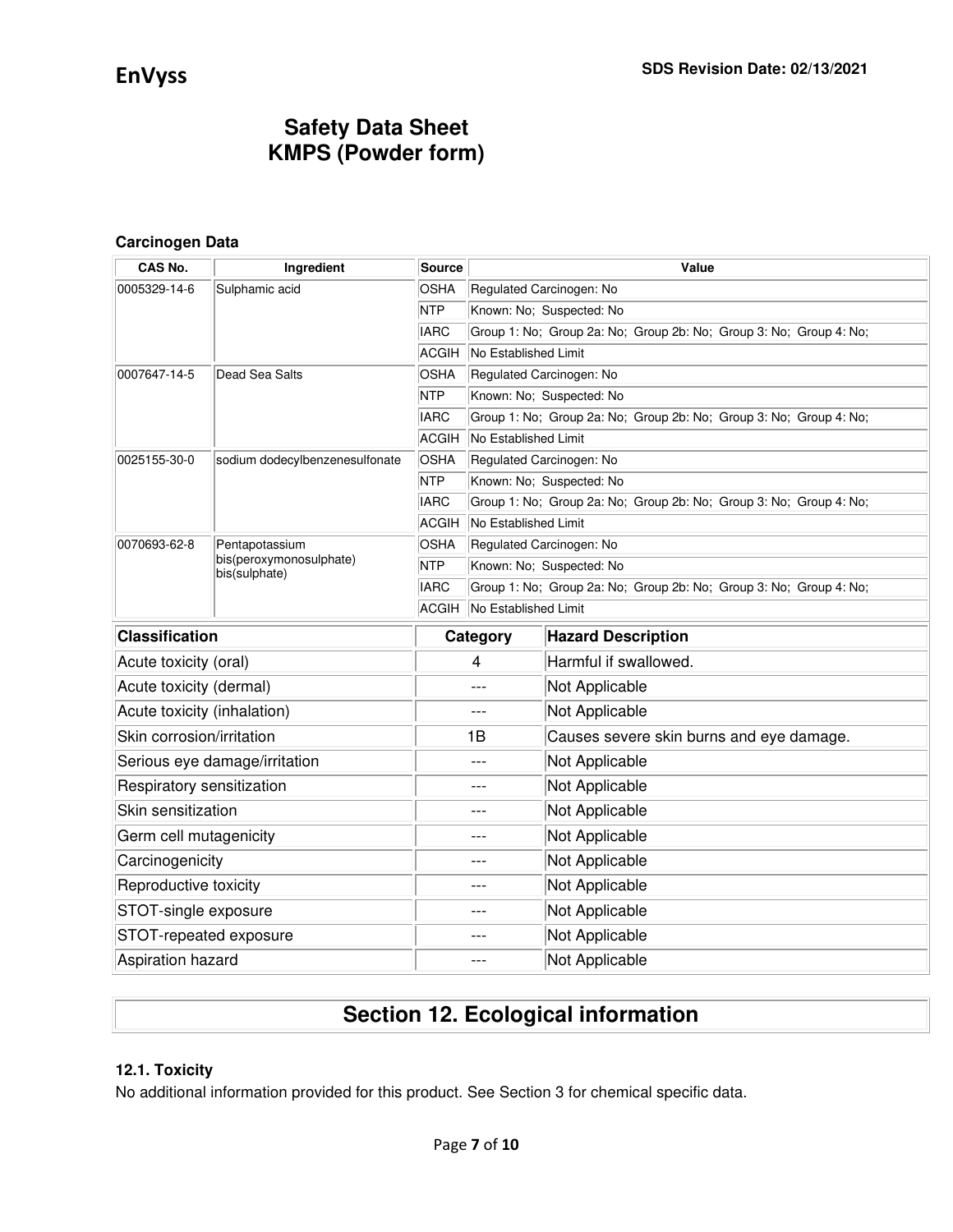**Carcinogen Data**

| CAS No. | Ingredient | Source | Value |
|---|---|---|---|
| 0005329-14-6 | Sulphamic acid | OSHA | Regulated Carcinogen: No |
| | | NTP | Known: No; Suspected: No |
| | | IARC | Group 1: No; Group 2a: No; Group 2b: No; Group 3: No; Group 4: No; |
| | | ACGIH | No Established Limit |
| 0007647-14-5 | Dead Sea Salts | OSHA | Regulated Carcinogen: No |
| | | NTP | Known: No; Suspected: No |
| | | IARC | Group 1: No; Group 2a: No; Group 2b: No; Group 3: No; Group 4: No; |
| | | ACGIH | No Established Limit |
| 0025155-30-0 | sodium dodecylbenzenesulfonate | OSHA | Regulated Carcinogen: No |
| | | NTP | Known: No; Suspected: No |
| | | IARC | Group 1: No; Group 2a: No; Group 2b: No; Group 3: No; Group 4: No; |
| | | ACGIH | No Established Limit |
| 0070693-62-8 | Pentapotassium bis(peroxymonosulphate) bis(sulphate) | OSHA | Regulated Carcinogen: No |
| | | NTP | Known: No; Suspected: No |
| | | IARC | Group 1: No; Group 2a: No; Group 2b: No; Group 3: No; Group 4: No; |
| | | ACGIH | No Established Limit |

| Classification | Category | Hazard Description |
|---|---|---|
| Acute toxicity (oral) | 4 | Harmful if swallowed. |
| Acute toxicity (dermal) | --- | Not Applicable |
| Acute toxicity (inhalation) | --- | Not Applicable |
| Skin corrosion/irritation | 1B | Causes severe skin burns and eye damage. |
| Serious eye damage/irritation | --- | Not Applicable |
| Respiratory sensitization | --- | Not Applicable |
| Skin sensitization | --- | Not Applicable |
| Germ cell mutagenicity | --- | Not Applicable |
| Carcinogenicity | --- | Not Applicable |
| Reproductive toxicity | --- | Not Applicable |
| STOT-single exposure | --- | Not Applicable |
| STOT-repeated exposure | --- | Not Applicable |
| Aspiration hazard | --- | Not Applicable |

## Section 12. Ecological information

### 12.1. Toxicity

No additional information provided for this product. See Section 3 for chemical specific data.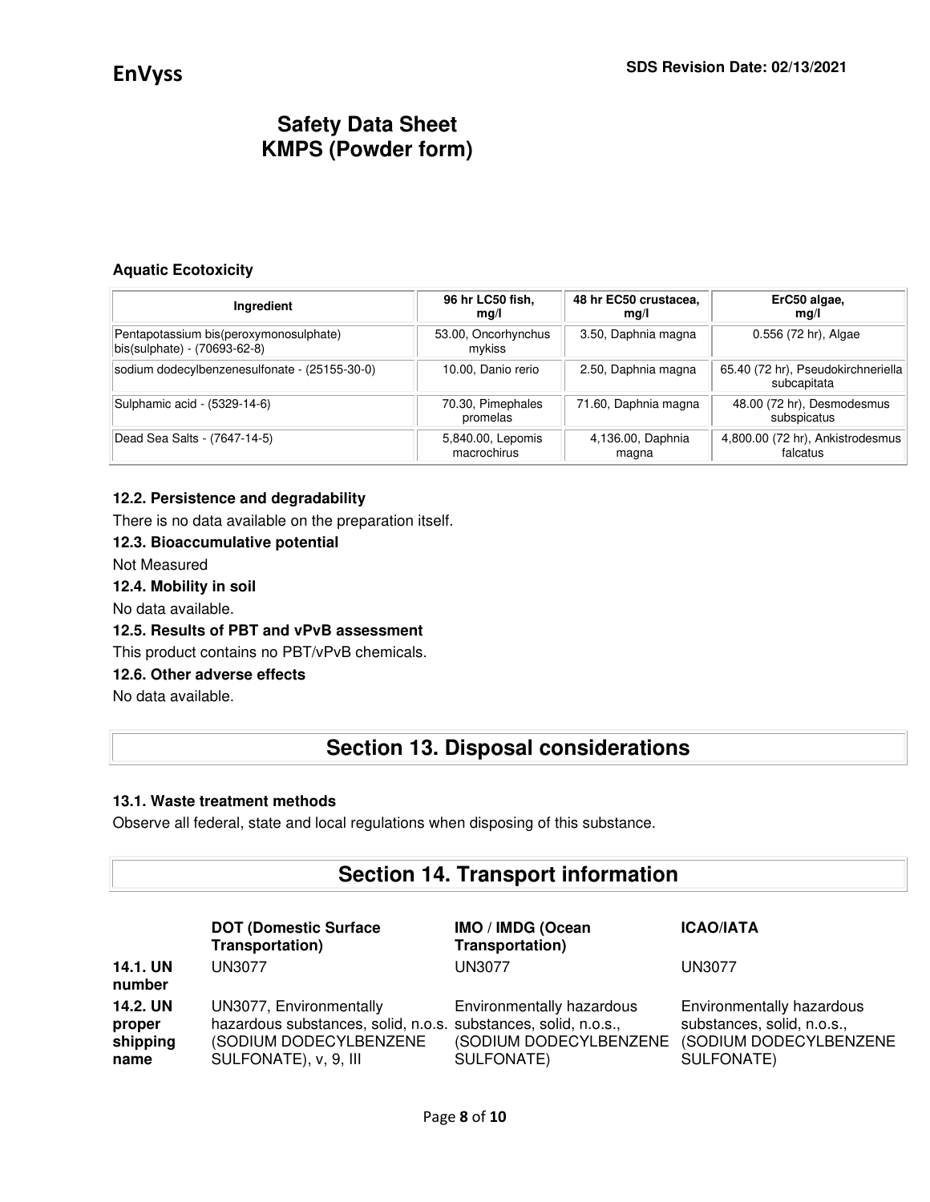### Aquatic Ecotoxicity

| Ingredient | 96 hr LC50 fish, mg/l | 48 hr EC50 crustacea, mg/l | ErC50 algae, mg/l |
|---|---|---|---|
| Pentapotassium bis(peroxymonosulphate) bis(sulphate) - (70693-62-8) | 53.00, Oncorhynchus mykiss | 3.50, Daphnia magna | 0.556 (72 hr), Algae |
| sodium dodecylbenzenesulfonate - (25155-30-0) | 10.00, Danio rerio | 2.50, Daphnia magna | 65.40 (72 hr), Pseudokirchneriella subcapitata |
| Sulphamic acid - (5329-14-6) | 70.30, Pimephales promelas | 71.60, Daphnia magna | 48.00 (72 hr), Desmodesmus subspicatus |
| Dead Sea Salts - (7647-14-5) | 5,840.00, Lepomis macrochirus | 4,136.00, Daphnia magna | 4,800.00 (72 hr), Ankistrodesmus falcatus |

**12.2. Persistence and degradability**

There is no data available on the preparation itself.

**12.3. Bioaccumulative potential**

Not Measured

**12.4. Mobility in soil**

No data available.

**12.5. Results of PBT and vPvB assessment**

This product contains no PBT/vPvB chemicals.

**12.6. Other adverse effects**

No data available.

## Section 13. Disposal considerations

**13.1. Waste treatment methods**

Observe all federal, state and local regulations when disposing of this substance.

## Section 14. Transport information

| | DOT (Domestic Surface Transportation) | IMO / IMDG (Ocean Transportation) | ICAO/IATA |
|---|---|---|---|
| **14.1. UN number** | UN3077 | UN3077 | UN3077 |
| **14.2. UN proper shipping name** | UN3077, Environmentally hazardous substances, solid, n.o.s. (SODIUM DODECYLBENZENE SULFONATE), v, 9, III | Environmentally hazardous substances, solid, n.o.s., (SODIUM DODECYLBENZENE SULFONATE) | Environmentally hazardous substances, solid, n.o.s., (SODIUM DODECYLBENZENE SULFONATE) |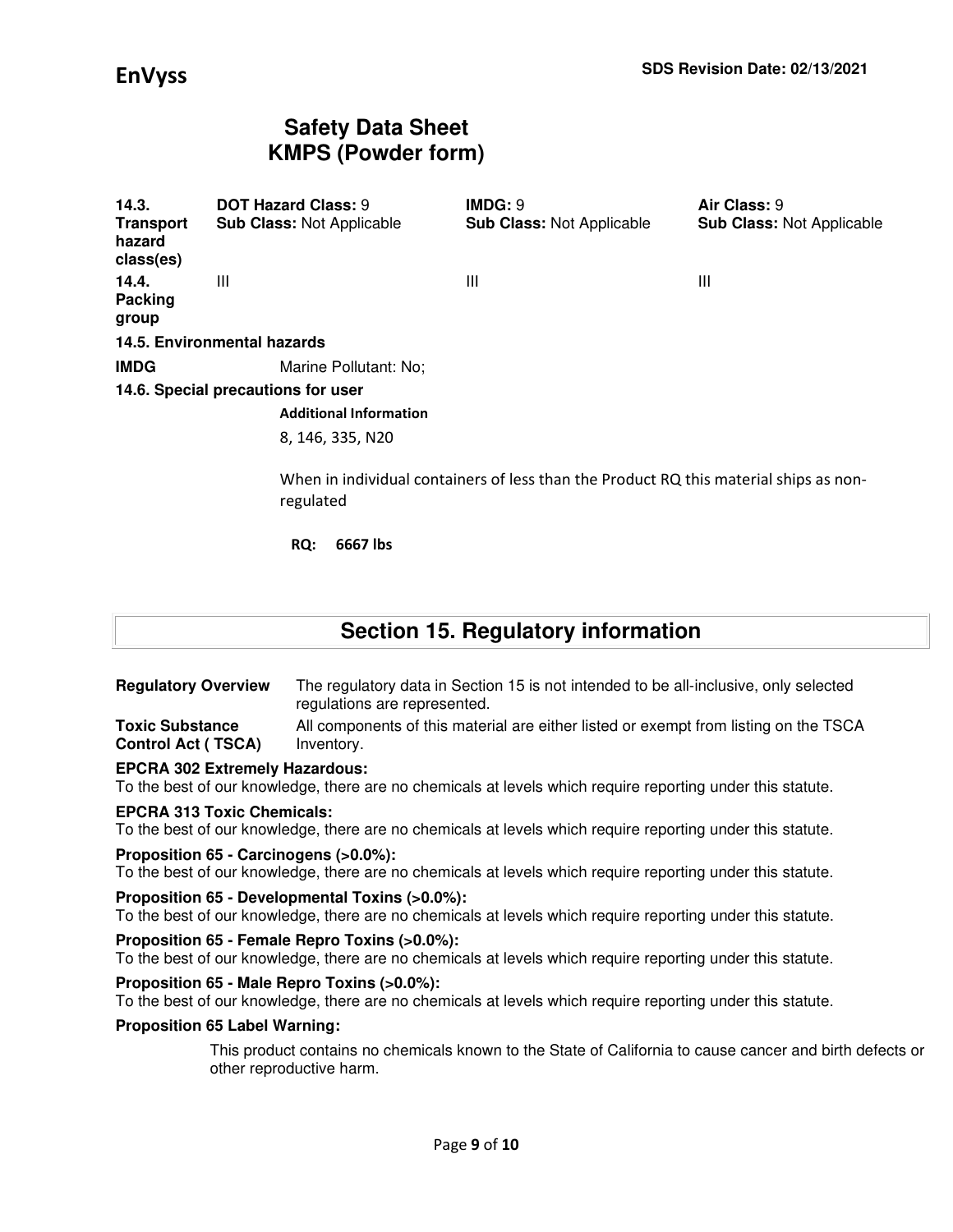| | | | |
|---|---|---|---|
| **14.3. Transport hazard class(es)** | **DOT Hazard Class:** 9<br>**Sub Class:** Not Applicable | **IMDG:** 9<br>**Sub Class:** Not Applicable | **Air Class:** 9<br>**Sub Class:** Not Applicable |
| **14.4. Packing group** | III | III | III |

**14.5. Environmental hazards**

**IMDG** Marine Pollutant: No;

**14.6. Special precautions for user**

**Additional Information**

8, 146, 335, N20

When in individual containers of less than the Product RQ this material ships as non-regulated

**RQ: 6667 lbs**

## Section 15. Regulatory information

**Regulatory Overview** The regulatory data in Section 15 is not intended to be all-inclusive, only selected regulations are represented.

**Toxic Substance Control Act ( TSCA)** All components of this material are either listed or exempt from listing on the TSCA Inventory.

**EPCRA 302 Extremely Hazardous:**
To the best of our knowledge, there are no chemicals at levels which require reporting under this statute.

**EPCRA 313 Toxic Chemicals:**
To the best of our knowledge, there are no chemicals at levels which require reporting under this statute.

**Proposition 65 - Carcinogens (>0.0%):**
To the best of our knowledge, there are no chemicals at levels which require reporting under this statute.

**Proposition 65 - Developmental Toxins (>0.0%):**
To the best of our knowledge, there are no chemicals at levels which require reporting under this statute.

**Proposition 65 - Female Repro Toxins (>0.0%):**
To the best of our knowledge, there are no chemicals at levels which require reporting under this statute.

**Proposition 65 - Male Repro Toxins (>0.0%):**
To the best of our knowledge, there are no chemicals at levels which require reporting under this statute.

**Proposition 65 Label Warning:**

This product contains no chemicals known to the State of California to cause cancer and birth defects or other reproductive harm.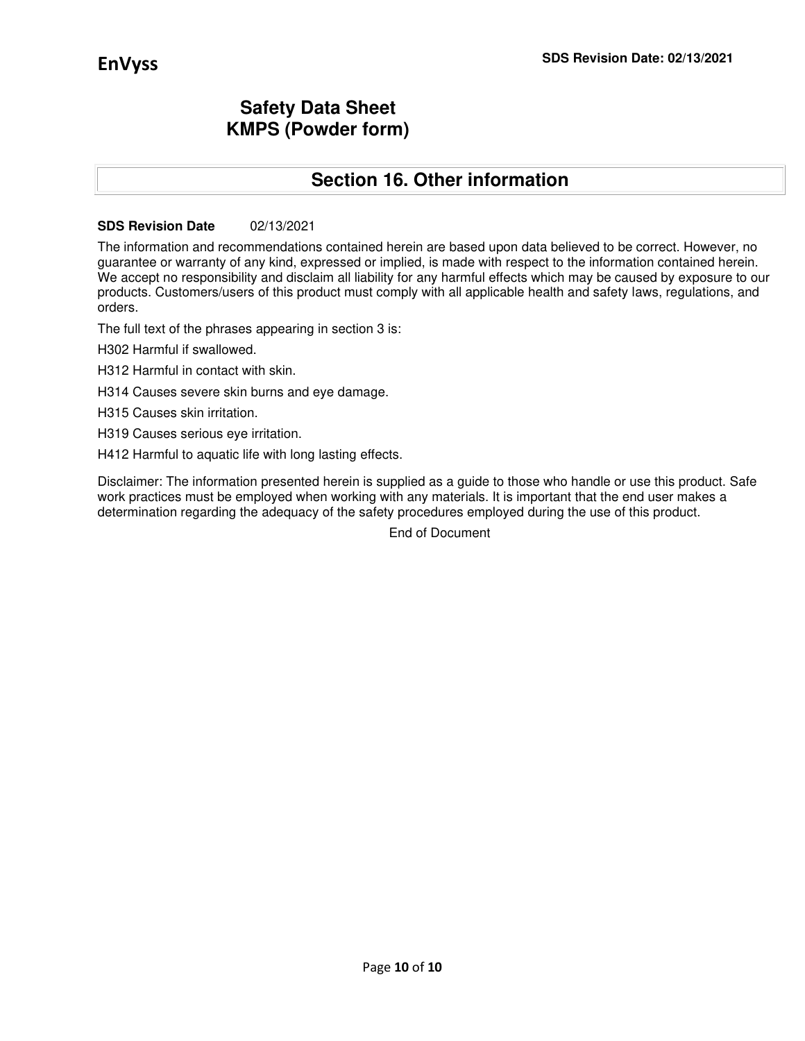# Safety Data Sheet
# KMPS (Powder form)

## Section 16. Other information

**SDS Revision Date** 02/13/2021

The information and recommendations contained herein are based upon data believed to be correct. However, no guarantee or warranty of any kind, expressed or implied, is made with respect to the information contained herein. We accept no responsibility and disclaim all liability for any harmful effects which may be caused by exposure to our products. Customers/users of this product must comply with all applicable health and safety laws, regulations, and orders.

The full text of the phrases appearing in section 3 is:

H302 Harmful if swallowed.

H312 Harmful in contact with skin.

H314 Causes severe skin burns and eye damage.

H315 Causes skin irritation.

H319 Causes serious eye irritation.

H412 Harmful to aquatic life with long lasting effects.

Disclaimer: The information presented herein is supplied as a guide to those who handle or use this product. Safe work practices must be employed when working with any materials. It is important that the end user makes a determination regarding the adequacy of the safety procedures employed during the use of this product.

End of Document